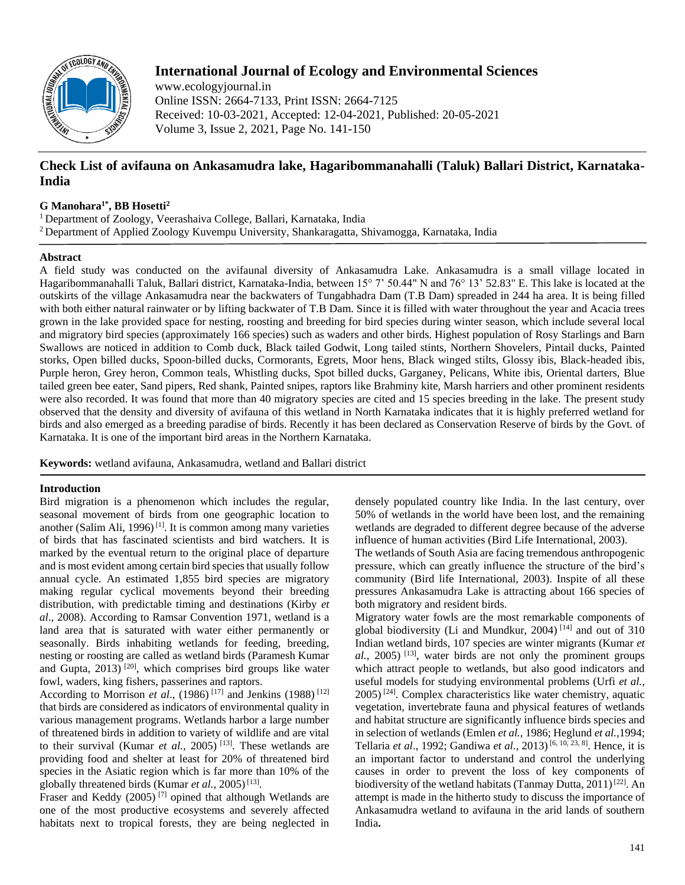# International Journal of Ecology and Environmental Sciences

www.ecologyjournal.in
Online ISSN: 2664-7133, Print ISSN: 2664-7125
Received: 10-03-2021, Accepted: 12-04-2021, Published: 20-05-2021
Volume 3, Issue 2, 2021, Page No. 141-150

## Check List of avifauna on Ankasamudra lake, Hagaribommanahalli (Taluk) Ballari District, Karnataka-India

**G Manohara[1*], BB Hosetti[2]**

[1] Department of Zoology, Veerashaiva College, Ballari, Karnataka, India
[2] Department of Applied Zoology Kuvempu University, Shankaragatta, Shivamogga, Karnataka, India

### Abstract

A field study was conducted on the avifaunal diversity of Ankasamudra Lake. Ankasamudra is a small village located in Hagaribommanahalli Taluk, Ballari district, Karnataka-India, between 15° 7' 50.44" N and 76° 13' 52.83" E. This lake is located at the outskirts of the village Ankasamudra near the backwaters of Tungabhadra Dam (T.B Dam) spreaded in 244 ha area. It is being filled with both either natural rainwater or by lifting backwater of T.B Dam. Since it is filled with water throughout the year and Acacia trees grown in the lake provided space for nesting, roosting and breeding for bird species during winter season, which include several local and migratory bird species (approximately 166 species) such as waders and other birds. Highest population of Rosy Starlings and Barn Swallows are noticed in addition to Comb duck, Black tailed Godwit, Long tailed stints, Northern Shovelers, Pintail ducks, Painted storks, Open billed ducks, Spoon-billed ducks, Cormorants, Egrets, Moor hens, Black winged stilts, Glossy ibis, Black-headed ibis, Purple heron, Grey heron, Common teals, Whistling ducks, Spot billed ducks, Garganey, Pelicans, White ibis, Oriental darters, Blue tailed green bee eater, Sand pipers, Red shank, Painted snipes, raptors like Brahminy kite, Marsh harriers and other prominent residents were also recorded. It was found that more than 40 migratory species are cited and 15 species breeding in the lake. The present study observed that the density and diversity of avifauna of this wetland in North Karnataka indicates that it is highly preferred wetland for birds and also emerged as a breeding paradise of birds. Recently it has been declared as Conservation Reserve of birds by the Govt. of Karnataka. It is one of the important bird areas in the Northern Karnataka.

**Keywords:** wetland avifauna, Ankasamudra, wetland and Ballari district

### Introduction

Bird migration is a phenomenon which includes the regular, seasonal movement of birds from one geographic location to another (Salim Ali, 1996) [1]. It is common among many varieties of birds that has fascinated scientists and bird watchers. It is marked by the eventual return to the original place of departure and is most evident among certain bird species that usually follow annual cycle. An estimated 1,855 bird species are migratory making regular cyclical movements beyond their breeding distribution, with predictable timing and destinations (Kirby *et al*., 2008). According to Ramsar Convention 1971, wetland is a land area that is saturated with water either permanently or seasonally. Birds inhabiting wetlands for feeding, breeding, nesting or roosting are called as wetland birds (Paramesh Kumar and Gupta, 2013) [20], which comprises bird groups like water fowl, waders, king fishers, passerines and raptors.

According to Morrison *et al*., (1986) [17] and Jenkins (1988) [12] that birds are considered as indicators of environmental quality in various management programs. Wetlands harbor a large number of threatened birds in addition to variety of wildlife and are vital to their survival (Kumar *et al.*, 2005) [13]. These wetlands are providing food and shelter at least for 20% of threatened bird species in the Asiatic region which is far more than 10% of the globally threatened birds (Kumar *et al.*, 2005) [13].

Fraser and Keddy (2005) [7] opined that although Wetlands are one of the most productive ecosystems and severely affected habitats next to tropical forests, they are being neglected in densely populated country like India. In the last century, over 50% of wetlands in the world have been lost, and the remaining wetlands are degraded to different degree because of the adverse influence of human activities (Bird Life International, 2003).

The wetlands of South Asia are facing tremendous anthropogenic pressure, which can greatly influence the structure of the bird's community (Bird life International, 2003). Inspite of all these pressures Ankasamudra Lake is attracting about 166 species of both migratory and resident birds.

Migratory water fowls are the most remarkable components of global biodiversity (Li and Mundkur, 2004) [14] and out of 310 Indian wetland birds, 107 species are winter migrants (Kumar *et al.*, 2005) [13], water birds are not only the prominent groups which attract people to wetlands, but also good indicators and useful models for studying environmental problems (Urfi *et al.*, 2005) [24]. Complex characteristics like water chemistry, aquatic vegetation, invertebrate fauna and physical features of wetlands and habitat structure are significantly influence birds species and in selection of wetlands (Emlen *et al.*, 1986; Heglund *et al.*,1994; Tellaria *et al*., 1992; Gandiwa *et al.*, 2013) [6, 10, 23, 8]. Hence, it is an important factor to understand and control the underlying causes in order to prevent the loss of key components of biodiversity of the wetland habitats (Tanmay Dutta, 2011) [22]. An attempt is made in the hitherto study to discuss the importance of Ankasamudra wetland to avifauna in the arid lands of southern India**.**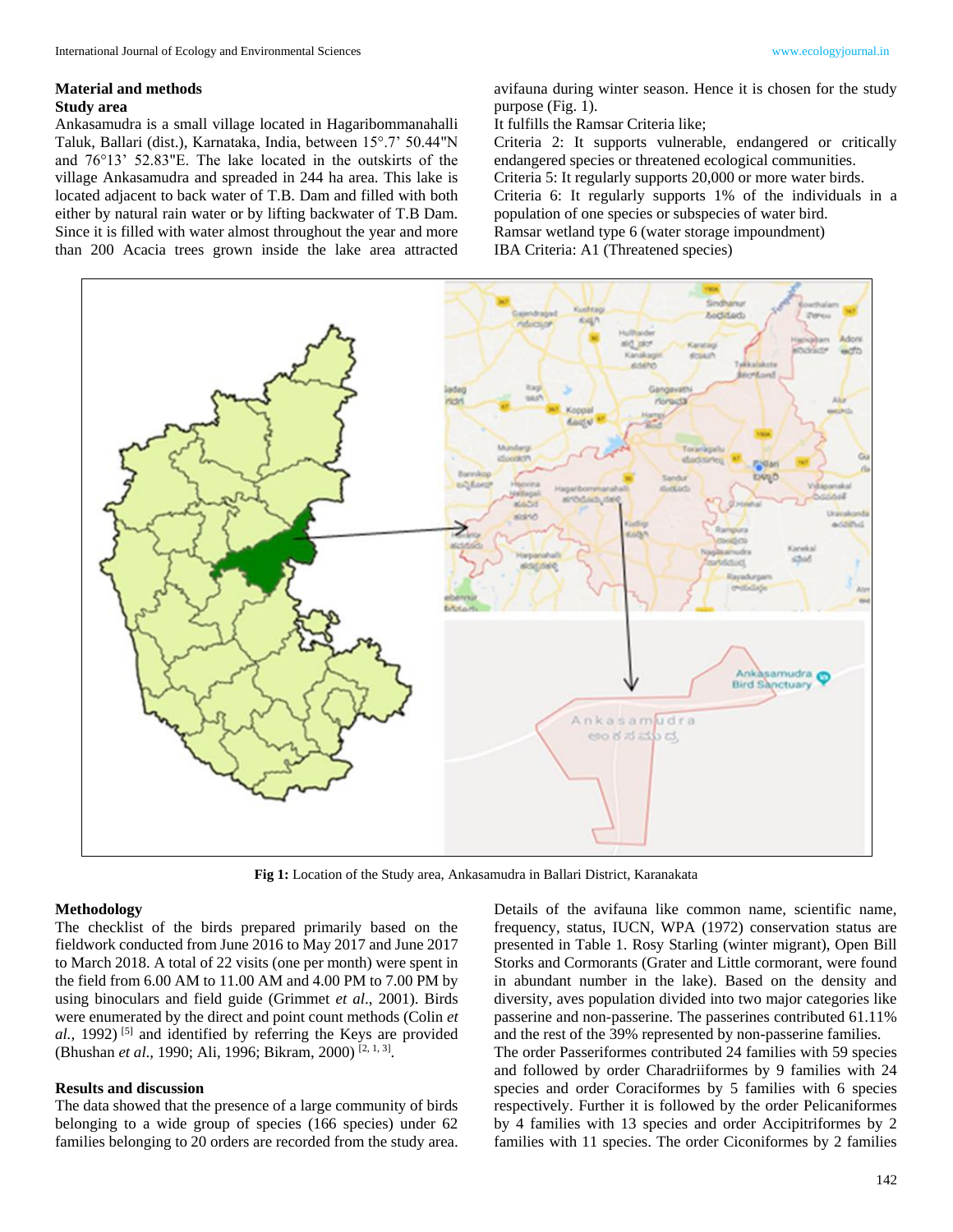## Material and methods

### Study area

Ankasamudra is a small village located in Hagaribommanahalli Taluk, Ballari (dist.), Karnataka, India, between 15°.7' 50.44"N and 76°13' 52.83"E. The lake located in the outskirts of the village Ankasamudra and spreaded in 244 ha area. This lake is located adjacent to back water of T.B. Dam and filled with both either by natural rain water or by lifting backwater of T.B Dam. Since it is filled with water almost throughout the year and more than 200 Acacia trees grown inside the lake area attracted avifauna during winter season. Hence it is chosen for the study purpose (Fig. 1).

It fulfills the Ramsar Criteria like;

Criteria 2: It supports vulnerable, endangered or critically endangered species or threatened ecological communities.

Criteria 5: It regularly supports 20,000 or more water birds.

Criteria 6: It regularly supports 1% of the individuals in a population of one species or subspecies of water bird.

Ramsar wetland type 6 (water storage impoundment)

IBA Criteria: A1 (Threatened species)

**Fig 1:** Location of the Study area, Ankasamudra in Ballari District, Karanakata

### Methodology

The checklist of the birds prepared primarily based on the fieldwork conducted from June 2016 to May 2017 and June 2017 to March 2018. A total of 22 visits (one per month) were spent in the field from 6.00 AM to 11.00 AM and 4.00 PM to 7.00 PM by using binoculars and field guide (Grimmet *et al*., 2001). Birds were enumerated by the direct and point count methods (Colin *et al.*, 1992) [5] and identified by referring the Keys are provided (Bhushan *et al*., 1990; Ali, 1996; Bikram, 2000) [2, 1, 3].

### Results and discussion

The data showed that the presence of a large community of birds belonging to a wide group of species (166 species) under 62 families belonging to 20 orders are recorded from the study area. Details of the avifauna like common name, scientific name, frequency, status, IUCN, WPA (1972) conservation status are presented in Table 1. Rosy Starling (winter migrant), Open Bill Storks and Cormorants (Grater and Little cormorant, were found in abundant number in the lake). Based on the density and diversity, aves population divided into two major categories like passerine and non-passerine. The passerines contributed 61.11% and the rest of the 39% represented by non-passerine families.

The order Passeriformes contributed 24 families with 59 species and followed by order Charadriiformes by 9 families with 24 species and order Coraciformes by 5 families with 6 species respectively. Further it is followed by the order Pelicaniformes by 4 families with 13 species and order Accipitriformes by 2 families with 11 species. The order Ciconiformes by 2 families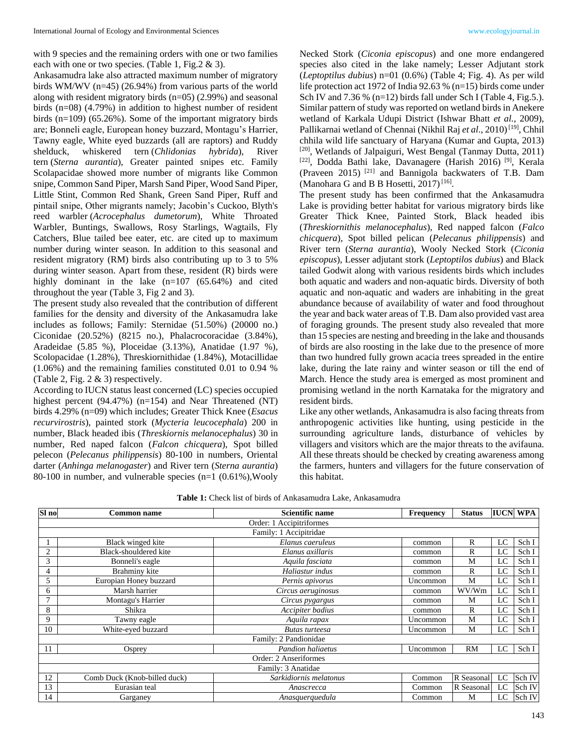with 9 species and the remaining orders with one or two families each with one or two species. (Table 1, Fig.2 & 3).

Ankasamudra lake also attracted maximum number of migratory birds WM/WV (n=45) (26.94%) from various parts of the world along with resident migratory birds (n=05) (2.99%) and seasonal birds (n=08) (4.79%) in addition to highest number of resident birds (n=109) (65.26%). Some of the important migratory birds are; Bonneli eagle, European honey buzzard, Montagu's Harrier, Tawny eagle, White eyed buzzards (all are raptors) and Ruddy shelduck, whiskered tern (*Chlidonias hybrida*), River tern (*Sterna aurantia*), Greater painted snipes etc. Family Scolapacidae showed more number of migrants like Common snipe, Common Sand Piper, Marsh Sand Piper, Wood Sand Piper, Little Stint, Common Red Shank, Green Sand Piper, Ruff and pintail snipe, Other migrants namely; Jacobin's Cuckoo, Blyth's reed warbler (*Acrocephalus dumetorum*), White Throated Warbler, Buntings, Swallows, Rosy Starlings, Wagtails, Fly Catchers, Blue tailed bee eater, etc. are cited up to maximum number during winter season. In addition to this seasonal and resident migratory (RM) birds also contributing up to 3 to 5% during winter season. Apart from these, resident (R) birds were highly dominant in the lake (n=107 (65.64%) and cited throughout the year (Table 3, Fig 2 and 3).

The present study also revealed that the contribution of different families for the density and diversity of the Ankasamudra lake includes as follows; Family: Sternidae (51.50%) (20000 no.) Ciconidae (20.52%) (8215 no.), Phalacrocoracidae (3.84%), Aradeidae (5.85 %), Ploceidae (3.13%), Anatidae (1.97 %), Scolopacidae (1.28%), Threskiornithidae (1.84%), Motacillidae (1.06%) and the remaining families constituted 0.01 to 0.94 % (Table 2, Fig. 2 & 3) respectively.

According to IUCN status least concerned (LC) species occupied highest percent (94.47%) (n=154) and Near Threatened (NT) birds 4.29% (n=09) which includes; Greater Thick Knee (*Esacus recurvirostris*), painted stork (*Mycteria leucocephala*) 200 in number, Black headed ibis (*Threskiornis melanocephalus*) 30 in number, Red naped falcon (*Falcon chicquera*), Spot billed pelecon (*Pelecanus philippensis*) 80-100 in numbers, Oriental darter (*Anhinga melanogaster*) and River tern (*Sterna aurantia*) 80-100 in number, and vulnerable species (n=1 (0.61%),Wooly Necked Stork (*Ciconia episcopus*) and one more endangered species also cited in the lake namely; Lesser Adjutant stork (*Leptoptilus dubius*) n=01 (0.6%) (Table 4; Fig. 4). As per wild life protection act 1972 of India 92.63 % (n=15) birds come under Sch IV and 7.36 % (n=12) birds fall under Sch I (Table 4, Fig.5.). Similar pattern of study was reported on wetland birds in Anekere wetland of Karkala Udupi District (Ishwar Bhatt *et al.*, 2009), Pallikarnai wetland of Chennai (Nikhil Raj *et al*., 2010) [19], Chhil chhila wild life sanctuary of Haryana (Kumar and Gupta, 2013) [20], Wetlands of Jalpaiguri, West Bengal (Tanmay Dutta, 2011) [22], Dodda Bathi lake, Davanagere (Harish 2016) [9], Kerala (Praveen 2015) [21] and Bannigola backwaters of T.B. Dam (Manohara G and B B Hosetti, 2017) [16].

The present study has been confirmed that the Ankasamudra Lake is providing better habitat for various migratory birds like Greater Thick Knee, Painted Stork, Black headed ibis (*Threskiornithis melanocephalus*), Red napped falcon (*Falco chicquera*), Spot billed pelican (*Pelecanus philippensis*) and River tern (*Sterna aurantia*), Wooly Necked Stork (*Ciconia episcopus*), Lesser adjutant stork (*Leptoptilos dubius*) and Black tailed Godwit along with various residents birds which includes both aquatic and waders and non-aquatic birds. Diversity of both aquatic and non-aquatic and waders are inhabiting in the great abundance because of availability of water and food throughout the year and back water areas of T.B. Dam also provided vast area of foraging grounds. The present study also revealed that more than 15 species are nesting and breeding in the lake and thousands of birds are also roosting in the lake due to the presence of more than two hundred fully grown acacia trees spreaded in the entire lake, during the late rainy and winter season or till the end of March. Hence the study area is emerged as most prominent and promising wetland in the north Karnataka for the migratory and resident birds.

Like any other wetlands, Ankasamudra is also facing threats from anthropogenic activities like hunting, using pesticide in the surrounding agriculture lands, disturbance of vehicles by villagers and visitors which are the major threats to the avifauna. All these threats should be checked by creating awareness among the farmers, hunters and villagers for the future conservation of this habitat.

**Table 1:** Check list of birds of Ankasamudra Lake, Ankasamudra

| Sl no | Common name | Scientific name | Frequency | Status | IUCN | WPA |
|---|---|---|---|---|---|---|
| | | Order: 1 Accipitriformes | | | | |
| | | Family: 1 Accipitridae | | | | |
| 1 | Black winged kite | *Elanus caeruleus* | common | R | LC | Sch I |
| 2 | Black-shouldered kite | *Elanus axillaris* | common | R | LC | Sch I |
| 3 | Bonneli's eagle | *Aquila fasciata* | common | M | LC | Sch I |
| 4 | Brahminy kite | *Haliastur indus* | common | R | LC | Sch I |
| 5 | Europian Honey buzzard | *Pernis apivorus* | Uncommon | M | LC | Sch I |
| 6 | Marsh harrier | *Circus aeruginosus* | common | WV/Wm | LC | Sch I |
| 7 | Montagu's Harrier | *Circus pygargus* | common | M | LC | Sch I |
| 8 | Shikra | *Accipiter badius* | common | R | LC | Sch I |
| 9 | Tawny eagle | *Aquila rapax* | Uncommon | M | LC | Sch I |
| 10 | White-eyed buzzard | *Butas turteesa* | Uncommon | M | LC | Sch I |
| | | Family: 2 Pandionidae | | | | |
| 11 | Osprey | *Pandion haliaetus* | Uncommon | RM | LC | Sch I |
| | | Order: 2 Anseriformes | | | | |
| | | Family: 3 Anatidae | | | | |
| 12 | Comb Duck (Knob-billed duck) | *Sarkidiornis melatonus* | Common | R Seasonal | LC | Sch IV |
| 13 | Eurasian teal | *Anascrecca* | Common | R Seasonal | LC | Sch IV |
| 14 | Garganey | *Anasquerquedula* | Common | M | LC | Sch IV |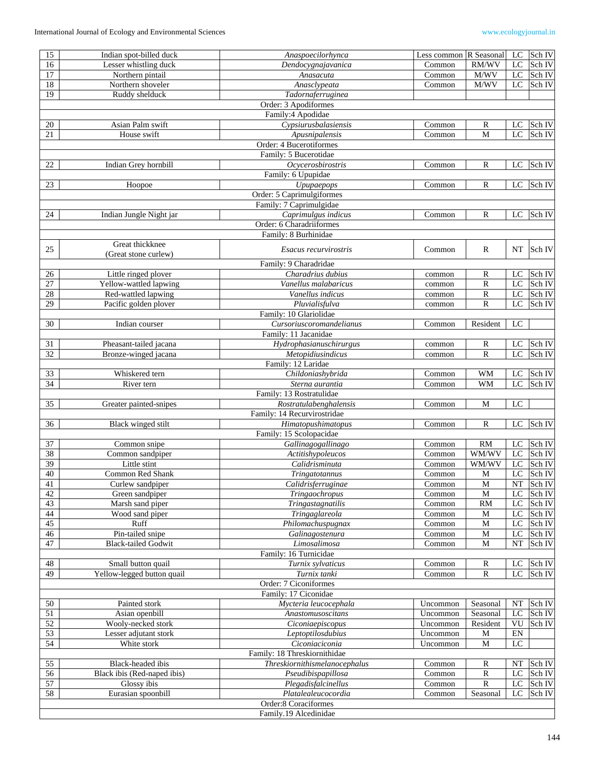| | | | | | | |
|---|---|---|---|---|---|---|
| 15 | Indian spot-billed duck | *Anaspoecilorhynca* | Less common | R Seasonal | LC | Sch IV |
| 16 | Lesser whistling duck | *Dendocygnajavanica* | Common | RM/WV | LC | Sch IV |
| 17 | Northern pintail | *Anasacuta* | Common | M/WV | LC | Sch IV |
| 18 | Northern shoveler | *Anasclypeata* | Common | M/WV | LC | Sch IV |
| 19 | Ruddy shelduck | *Tadornaferruginea* | | | | |
| Order: 3 Apodiformes | | | | | | |
| Family:4 Apodidae | | | | | | |
| 20 | Asian Palm swift | *Cypsiurusbalasiensis* | Common | R | LC | Sch IV |
| 21 | House swift | *Apusnipalensis* | Common | M | LC | Sch IV |
| Order: 4 Bucerotiformes | | | | | | |
| Family: 5 Bucerotidae | | | | | | |
| 22 | Indian Grey hornbill | *Ocycerosbirostris* | Common | R | LC | Sch IV |
| Family: 6 Upupidae | | | | | | |
| 23 | Hoopoe | *Upupaepops* | Common | R | LC | Sch IV |
| Order: 5 Caprimulgiformes | | | | | | |
| Family: 7 Caprimulgidae | | | | | | |
| 24 | Indian Jungle Night jar | *Caprimulgus indicus* | Common | R | LC | Sch IV |
| Order: 6 Charadriiformes | | | | | | |
| Family: 8 Burhinidae | | | | | | |
| 25 | Great thickknee (Great stone curlew) | *Esacus recurvirostris* | Common | R | NT | Sch IV |
| Family: 9 Charadridae | | | | | | |
| 26 | Little ringed plover | *Charadrius dubius* | common | R | LC | Sch IV |
| 27 | Yellow-wattled lapwing | *Vanellus malabaricus* | common | R | LC | Sch IV |
| 28 | Red-wattled lapwing | *Vanellus indicus* | common | R | LC | Sch IV |
| 29 | Pacific golden plover | *Pluvialisfulva* | common | R | LC | Sch IV |
| Family: 10 Glariolidae | | | | | | |
| 30 | Indian courser | *Cursoriuscoromandelianus* | Common | Resident | LC | |
| Family: 11 Jacanidae | | | | | | |
| 31 | Pheasant-tailed jacana | *Hydrophasianuschirurgus* | common | R | LC | Sch IV |
| 32 | Bronze-winged jacana | *Metopidiusindicus* | common | R | LC | Sch IV |
| Family: 12 Laridae | | | | | | |
| 33 | Whiskered tern | *Childoniashybrida* | Common | WM | LC | Sch IV |
| 34 | River tern | *Sterna aurantia* | Common | WM | LC | Sch IV |
| Family: 13 Rostratulidae | | | | | | |
| 35 | Greater painted-snipes | *Rostratulabenghalensis* | Common | M | LC | |
| Family: 14 Recurvirostridae | | | | | | |
| 36 | Black winged stilt | *Himatopushimatopus* | Common | R | LC | Sch IV |
| Family: 15 Scolopacidae | | | | | | |
| 37 | Common snipe | *Gallinagogallinago* | Common | RM | LC | Sch IV |
| 38 | Common sandpiper | *Actitishypoleucos* | Common | WM/WV | LC | Sch IV |
| 39 | Little stint | *Calidrisminuta* | Common | WM/WV | LC | Sch IV |
| 40 | Common Red Shank | *Tringatotannus* | Common | M | LC | Sch IV |
| 41 | Curlew sandpiper | *Calidrisferruginae* | Common | M | NT | Sch IV |
| 42 | Green sandpiper | *Tringaochropus* | Common | M | LC | Sch IV |
| 43 | Marsh sand piper | *Tringastagnatilis* | Common | RM | LC | Sch IV |
| 44 | Wood sand piper | *Tringaglareola* | Common | M | LC | Sch IV |
| 45 | Ruff | *Philomachuspugnax* | Common | M | LC | Sch IV |
| 46 | Pin-tailed snipe | *Galinagostenura* | Common | M | LC | Sch IV |
| 47 | Black-tailed Godwit | *Limosalimosa* | Common | M | NT | Sch IV |
| Family: 16 Turnicidae | | | | | | |
| 48 | Small button quail | *Turnix sylvaticus* | Common | R | LC | Sch IV |
| 49 | Yellow-legged button quail | *Turnix tanki* | Common | R | LC | Sch IV |
| Order: 7 Ciconiformes | | | | | | |
| Family: 17 Ciconidae | | | | | | |
| 50 | Painted stork | *Mycteria leucocephala* | Uncommon | Seasonal | NT | Sch IV |
| 51 | Asian openbill | *Anastomusoscitans* | Uncommon | Seasonal | LC | Sch IV |
| 52 | Wooly-necked stork | *Ciconiaepiscopus* | Uncommon | Resident | VU | Sch IV |
| 53 | Lesser adjutant stork | *Leptoptilosdubius* | Uncommon | M | EN | |
| 54 | White stork | *Ciconiaciconia* | Uncommon | M | LC | |
| Family: 18 Threskiornithidae | | | | | | |
| 55 | Black-headed ibis | *Threskiornithismelanocephalus* | Common | R | NT | Sch IV |
| 56 | Black ibis (Red-naped ibis) | *Pseudibispapillosa* | Common | R | LC | Sch IV |
| 57 | Glossy ibis | *Plegadisfalcinellus* | Common | R | LC | Sch IV |
| 58 | Eurasian spoonbill | *Platalealeucocordia* | Common | Seasonal | LC | Sch IV |
| Order:8 Coraciformes | | | | | | |
| Family.19 Alcedinidae | | | | | | |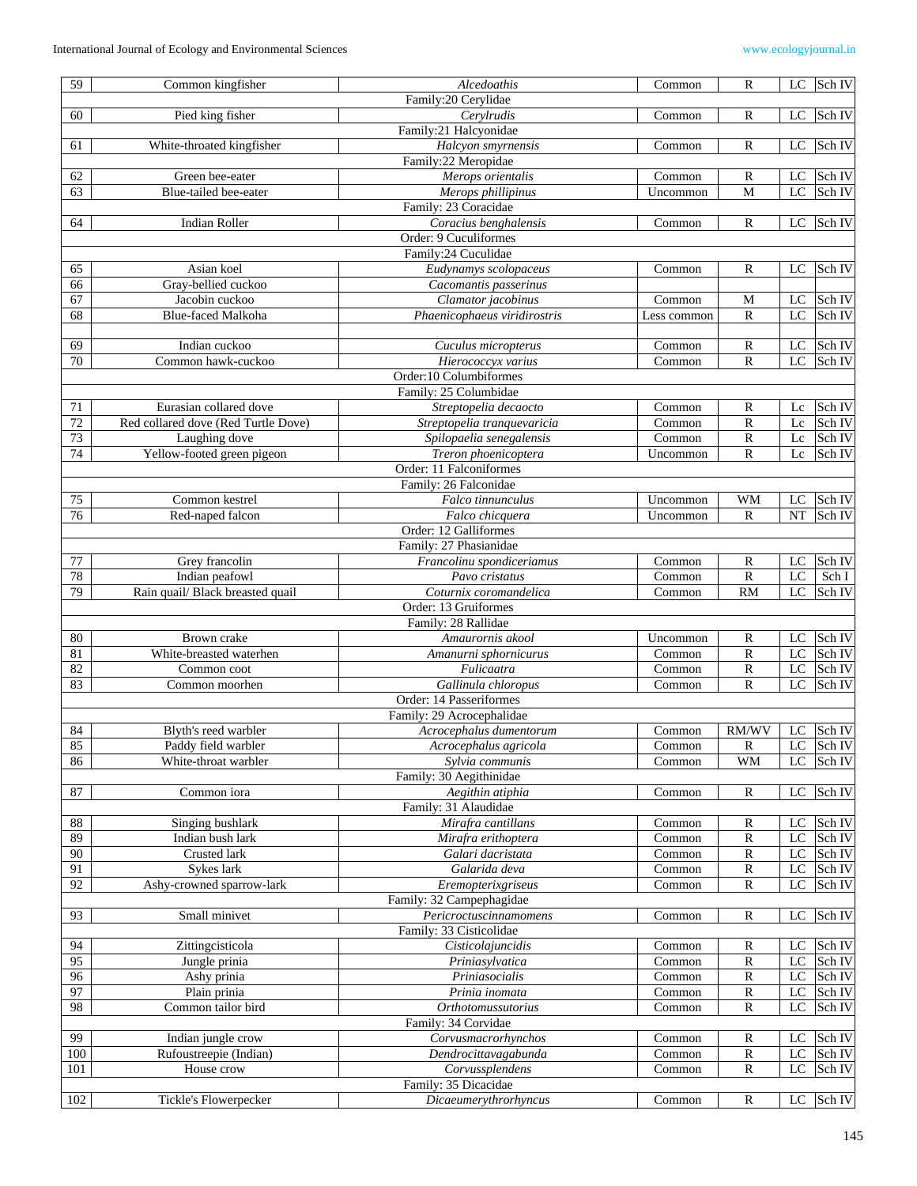| | | | | | | |
|---|---|---|---|---|---|---|
| 59 | Common kingfisher | *Alcedoathis* | Common | R | LC | Sch IV |
| Family:20 Cerylidae | | | | | | |
| 60 | Pied king fisher | *Cerylrudis* | Common | R | LC | Sch IV |
| Family:21 Halcyonidae | | | | | | |
| 61 | White-throated kingfisher | *Halcyon smyrnensis* | Common | R | LC | Sch IV |
| Family:22 Meropidae | | | | | | |
| 62 | Green bee-eater | *Merops orientalis* | Common | R | LC | Sch IV |
| 63 | Blue-tailed bee-eater | *Merops phillipinus* | Uncommon | M | LC | Sch IV |
| Family: 23 Coracidae | | | | | | |
| 64 | Indian Roller | *Coracius benghalensis* | Common | R | LC | Sch IV |
| Order: 9 Cuculiformes | | | | | | |
| Family:24 Cuculidae | | | | | | |
| 65 | Asian koel | *Eudynamys scolopaceus* | Common | R | LC | Sch IV |
| 66 | Gray-bellied cuckoo | *Cacomantis passerinus* | | | | |
| 67 | Jacobin cuckoo | *Clamator jacobinus* | Common | M | LC | Sch IV |
| 68 | Blue-faced Malkoha | *Phaenicophaeus viridirostris* | Less common | R | LC | Sch IV |
| | | | | | | |
| 69 | Indian cuckoo | *Cuculus micropterus* | Common | R | LC | Sch IV |
| 70 | Common hawk-cuckoo | *Hierococcyx varius* | Common | R | LC | Sch IV |
| Order:10 Columbiformes | | | | | | |
| Family: 25 Columbidae | | | | | | |
| 71 | Eurasian collared dove | *Streptopelia decaocto* | Common | R | Lc | Sch IV |
| 72 | Red collared dove (Red Turtle Dove) | *Streptopelia tranquevaricia* | Common | R | Lc | Sch IV |
| 73 | Laughing dove | *Spilopaelia senegalensis* | Common | R | Lc | Sch IV |
| 74 | Yellow-footed green pigeon | *Treron phoenicoptera* | Uncommon | R | Lc | Sch IV |
| Order: 11 Falconiformes | | | | | | |
| Family: 26 Falconidae | | | | | | |
| 75 | Common kestrel | *Falco tinnunculus* | Uncommon | WM | LC | Sch IV |
| 76 | Red-naped falcon | *Falco chicquera* | Uncommon | R | NT | Sch IV |
| Order: 12 Galliformes | | | | | | |
| Family: 27 Phasianidae | | | | | | |
| 77 | Grey francolin | *Francolinu spondiceriamus* | Common | R | LC | Sch IV |
| 78 | Indian peafowl | *Pavo cristatus* | Common | R | LC | Sch I |
| 79 | Rain quail/ Black breasted quail | *Coturnix coromandelica* | Common | RM | LC | Sch IV |
| Order: 13 Gruiformes | | | | | | |
| Family: 28 Rallidae | | | | | | |
| 80 | Brown crake | *Amaurornis akool* | Uncommon | R | LC | Sch IV |
| 81 | White-breasted waterhen | *Amanurni sphornicurus* | Common | R | LC | Sch IV |
| 82 | Common coot | *Fulicaatra* | Common | R | LC | Sch IV |
| 83 | Common moorhen | *Gallinula chloropus* | Common | R | LC | Sch IV |
| Order: 14 Passeriformes | | | | | | |
| Family: 29 Acrocephalidae | | | | | | |
| 84 | Blyth's reed warbler | *Acrocephalus dumentorum* | Common | RM/WV | LC | Sch IV |
| 85 | Paddy field warbler | *Acrocephalus agricola* | Common | R | LC | Sch IV |
| 86 | White-throat warbler | *Sylvia communis* | Common | WM | LC | Sch IV |
| Family: 30 Aegithinidae | | | | | | |
| 87 | Common iora | *Aegithin atiphia* | Common | R | LC | Sch IV |
| Family: 31 Alaudidae | | | | | | |
| 88 | Singing bushlark | *Mirafra cantillans* | Common | R | LC | Sch IV |
| 89 | Indian bush lark | *Mirafra erithoptera* | Common | R | LC | Sch IV |
| 90 | Crusted lark | *Galari dacristata* | Common | R | LC | Sch IV |
| 91 | Sykes lark | *Galarida deva* | Common | R | LC | Sch IV |
| 92 | Ashy-crowned sparrow-lark | *Eremopterixgriseus* | Common | R | LC | Sch IV |
| Family: 32 Campephagidae | | | | | | |
| 93 | Small minivet | *Pericroctuscinnamomens* | Common | R | LC | Sch IV |
| Family: 33 Cisticolidae | | | | | | |
| 94 | Zittingcisticola | *Cisticolajuncidis* | Common | R | LC | Sch IV |
| 95 | Jungle prinia | *Priniasylvatica* | Common | R | LC | Sch IV |
| 96 | Ashy prinia | *Priniasocialis* | Common | R | LC | Sch IV |
| 97 | Plain prinia | *Prinia inomata* | Common | R | LC | Sch IV |
| 98 | Common tailor bird | *Orthotomussutorius* | Common | R | LC | Sch IV |
| Family: 34 Corvidae | | | | | | |
| 99 | Indian jungle crow | *Corvusmacrorhynchos* | Common | R | LC | Sch IV |
| 100 | Rufoustreepie (Indian) | *Dendrocittavagabunda* | Common | R | LC | Sch IV |
| 101 | House crow | *Corvussplendens* | Common | R | LC | Sch IV |
| Family: 35 Dicacidae | | | | | | |
| 102 | Tickle's Flowerpecker | *Dicaeumerythrorhyncus* | Common | R | LC | Sch IV |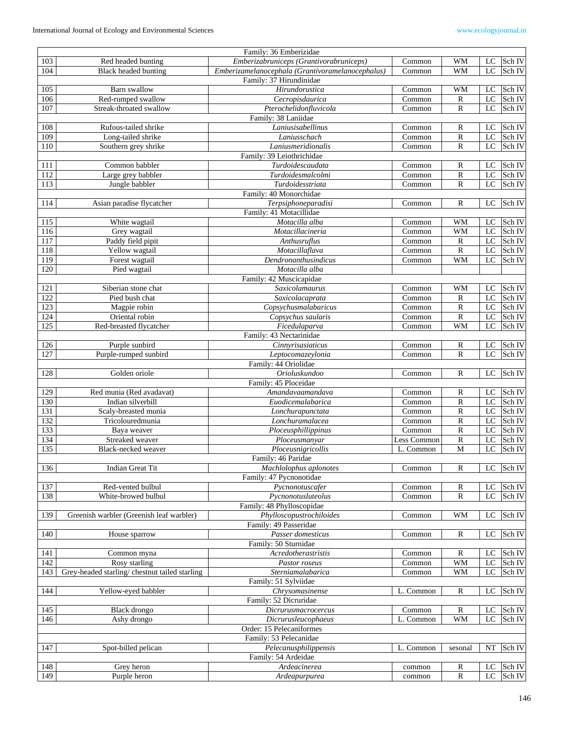| | | | | | | |
|---|---|---|---|---|---|---|
| Family: 36 Emberizidae | | | | | | |
| 103 | Red headed bunting | *Emberizabruniceps (Grantivorabruniceps)* | Common | WM | LC | Sch IV |
| 104 | Black headed bunting | *Emberizamelanocephala (Grantivoramelanocephalus)* | Common | WM | LC | Sch IV |
| Family: 37 Hirundinidae | | | | | | |
| 105 | Barn swallow | *Hirundorustica* | Common | WM | LC | Sch IV |
| 106 | Red-rumped swallow | *Cecropisdaurica* | Common | R | LC | Sch IV |
| 107 | Streak-throated swallow | *Pterochelidonfluvicola* | Common | R | LC | Sch IV |
| Family: 38 Laniidae | | | | | | |
| 108 | Rufous-tailed shrike | *Laniusisabellinus* | Common | R | LC | Sch IV |
| 109 | Long-tailed shrike | *Laniusschach* | Common | R | LC | Sch IV |
| 110 | Southern grey shrike | *Laniusmeridionalis* | Common | R | LC | Sch IV |
| Family: 39 Leiothrichidae | | | | | | |
| 111 | Common babbler | *Turdoidescaudata* | Common | R | LC | Sch IV |
| 112 | Large grey babbler | *Turdoidesmalcolmi* | Common | R | LC | Sch IV |
| 113 | Jungle babbler | *Turdoidesstriata* | Common | R | LC | Sch IV |
| Family: 40 Monorchidae | | | | | | |
| 114 | Asian paradise flycatcher | *Terpsiphoneparadisi* | Common | R | LC | Sch IV |
| Family: 41 Motacillidae | | | | | | |
| 115 | White wagtail | *Motacilla alba* | Common | WM | LC | Sch IV |
| 116 | Grey wagtail | *Motacillacineria* | Common | WM | LC | Sch IV |
| 117 | Paddy field pipit | *Anthusruflus* | Common | R | LC | Sch IV |
| 118 | Yellow wagtail | *Motacillaflava* | Common | R | LC | Sch IV |
| 119 | Forest wagtail | *Dendronanthusindicus* | Common | WM | LC | Sch IV |
| 120 | Pied wagtail | *Motacilla alba* | | | | |
| Family: 42 Muscicapidae | | | | | | |
| 121 | Siberian stone chat | *Saxicolamaurus* | Common | WM | LC | Sch IV |
| 122 | Pied bush chat | *Saxicolacaprata* | Common | R | LC | Sch IV |
| 123 | Magpie robin | *Copsychusmalabaricus* | Common | R | LC | Sch IV |
| 124 | Oriental robin | *Copsychus saularis* | Common | R | LC | Sch IV |
| 125 | Red-breasted flycatcher | *Ficedulaparva* | Common | WM | LC | Sch IV |
| Family: 43 Nectarinidae | | | | | | |
| 126 | Purple sunbird | *Cinnyrisasiaticus* | Common | R | LC | Sch IV |
| 127 | Purple-rumped sunbird | *Leptocomazeylonia* | Common | R | LC | Sch IV |
| Family: 44 Oriolidae | | | | | | |
| 128 | Golden oriole | *Orioluskundoo* | Common | R | LC | Sch IV |
| Family: 45 Ploceidae | | | | | | |
| 129 | Red munia (Red avadavat) | *Amandavaamandava* | Common | R | LC | Sch IV |
| 130 | Indian silverbill | *Euodicemalabarica* | Common | R | LC | Sch IV |
| 131 | Scaly-breasted munia | *Lonchurapunctata* | Common | R | LC | Sch IV |
| 132 | Tricolouredmunia | *Lonchuramalacea* | Common | R | LC | Sch IV |
| 133 | Baya weaver | *Ploceusphillippinus* | Common | R | LC | Sch IV |
| 134 | Streaked weaver | *Ploceusmanyar* | Less Common | R | LC | Sch IV |
| 135 | Black-necked weaver | *Ploceusnigricollis* | L. Common | M | LC | Sch IV |
| Family: 46 Paridae | | | | | | |
| 136 | Indian Great Tit | *Machlolophus aplonotes* | Common | R | LC | Sch IV |
| Family: 47 Pycnonotidae | | | | | | |
| 137 | Red-vented bulbul | *Pycnonotuscafer* | Common | R | LC | Sch IV |
| 138 | White-browed bulbul | *Pycnonotusluteolus* | Common | R | LC | Sch IV |
| Family: 48 Phylloscopidae | | | | | | |
| 139 | Greenish warbler (Greenish leaf warbler) | *Phylloscopustrochiloides* | Common | WM | LC | Sch IV |
| Family: 49 Passeridae | | | | | | |
| 140 | House sparrow | *Passer domesticus* | Common | R | LC | Sch IV |
| Family: 50 Sturnidae | | | | | | |
| 141 | Common myna | *Acredotherastristis* | Common | R | LC | Sch IV |
| 142 | Rosy starling | *Pastor roseus* | Common | WM | LC | Sch IV |
| 143 | Grey-headed starling/ chestnut tailed starling | *Sterniamalabarica* | Common | WM | LC | Sch IV |
| Family: 51 Sylviidae | | | | | | |
| 144 | Yellow-eyed babbler | *Chrysomasinense* | L. Common | R | LC | Sch IV |
| Family: 52 Dicruridae | | | | | | |
| 145 | Black drongo | *Dicrurusmacrocercus* | Common | R | LC | Sch IV |
| 146 | Ashy drongo | *Dicrurusleucophaeus* | L. Common | WM | LC | Sch IV |
| Order: 15 Pelecaniformes | | | | | | |
| Family: 53 Pelecanidae | | | | | | |
| 147 | Spot-billed pelican | *Pelecanusphilippensis* | L. Common | sesonal | NT | Sch IV |
| Family: 54 Ardeidae | | | | | | |
| 148 | Grey heron | *Ardeacinerea* | common | R | LC | Sch IV |
| 149 | Purple heron | *Ardeapurpurea* | common | R | LC | Sch IV |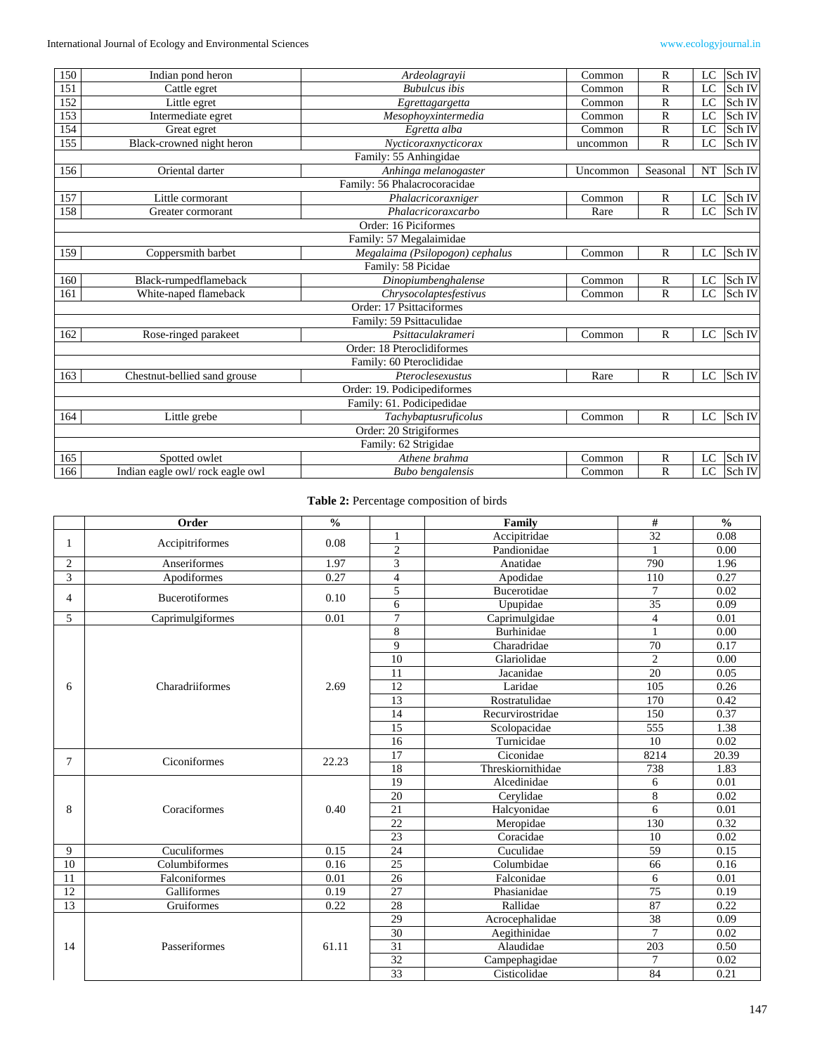| | | | | | | |
|---|---|---|---|---|---|---|
| 150 | Indian pond heron | *Ardeolagrayii* | Common | R | LC | Sch IV |
| 151 | Cattle egret | *Bubulcus ibis* | Common | R | LC | Sch IV |
| 152 | Little egret | *Egrettagargetta* | Common | R | LC | Sch IV |
| 153 | Intermediate egret | *Mesophoyxintermedia* | Common | R | LC | Sch IV |
| 154 | Great egret | *Egretta alba* | Common | R | LC | Sch IV |
| 155 | Black-crowned night heron | *Nycticoraxnycticorax* | uncommon | R | LC | Sch IV |
| Family: 55 Anhingidae | | | | | | |
| 156 | Oriental darter | *Anhinga melanogaster* | Uncommon | Seasonal | NT | Sch IV |
| Family: 56 Phalacrocoracidae | | | | | | |
| 157 | Little cormorant | *Phalacricoraxniger* | Common | R | LC | Sch IV |
| 158 | Greater cormorant | *Phalacricoraxcarbo* | Rare | R | LC | Sch IV |
| Order: 16 Piciformes | | | | | | |
| Family: 57 Megalaimidae | | | | | | |
| 159 | Coppersmith barbet | *Megalaima (Psilopogon) cephalus* | Common | R | LC | Sch IV |
| Family: 58 Picidae | | | | | | |
| 160 | Black-rumpedflameback | *Dinopiumbenghalense* | Common | R | LC | Sch IV |
| 161 | White-naped flameback | *Chrysocolaptesfestivus* | Common | R | LC | Sch IV |
| Order: 17 Psittaciformes | | | | | | |
| Family: 59 Psittaculidae | | | | | | |
| 162 | Rose-ringed parakeet | *Psittaculakrameri* | Common | R | LC | Sch IV |
| Order: 18 Pteroclidiformes | | | | | | |
| Family: 60 Pteroclididae | | | | | | |
| 163 | Chestnut-bellied sand grouse | *Pteroclesexustus* | Rare | R | LC | Sch IV |
| Order: 19. Podicipediformes | | | | | | |
| Family: 61. Podicipedidae | | | | | | |
| 164 | Little grebe | *Tachybaptusruficolus* | Common | R | LC | Sch IV |
| Order: 20 Strigiformes | | | | | | |
| Family: 62 Strigidae | | | | | | |
| 165 | Spotted owlet | *Athene brahma* | Common | R | LC | Sch IV |
| 166 | Indian eagle owl/ rock eagle owl | *Bubo bengalensis* | Common | R | LC | Sch IV |

**Table 2:** Percentage composition of birds

| | Order | % | | Family | # | % |
|---|---|---|---|---|---|---|
| 1 | Accipitriformes | 0.08 | 1 | Accipitridae | 32 | 0.08 |
| | | | 2 | Pandionidae | 1 | 0.00 |
| 2 | Anseriformes | 1.97 | 3 | Anatidae | 790 | 1.96 |
| 3 | Apodiformes | 0.27 | 4 | Apodidae | 110 | 0.27 |
| 4 | Bucerotiformes | 0.10 | 5 | Bucerotidae | 7 | 0.02 |
| | | | 6 | Upupidae | 35 | 0.09 |
| 5 | Caprimulgiformes | 0.01 | 7 | Caprimulgidae | 4 | 0.01 |
| 6 | Charadriiformes | 2.69 | 8 | Burhinidae | 1 | 0.00 |
| | | | 9 | Charadridae | 70 | 0.17 |
| | | | 10 | Glariolidae | 2 | 0.00 |
| | | | 11 | Jacanidae | 20 | 0.05 |
| | | | 12 | Laridae | 105 | 0.26 |
| | | | 13 | Rostratulidae | 170 | 0.42 |
| | | | 14 | Recurvirostridae | 150 | 0.37 |
| | | | 15 | Scolopacidae | 555 | 1.38 |
| | | | 16 | Turnicidae | 10 | 0.02 |
| 7 | Ciconiformes | 22.23 | 17 | Ciconidae | 8214 | 20.39 |
| | | | 18 | Threskiornithidae | 738 | 1.83 |
| 8 | Coraciformes | 0.40 | 19 | Alcedinidae | 6 | 0.01 |
| | | | 20 | Cerylidae | 8 | 0.02 |
| | | | 21 | Halcyonidae | 6 | 0.01 |
| | | | 22 | Meropidae | 130 | 0.32 |
| | | | 23 | Coracidae | 10 | 0.02 |
| 9 | Cuculiformes | 0.15 | 24 | Cuculidae | 59 | 0.15 |
| 10 | Columbiformes | 0.16 | 25 | Columbidae | 66 | 0.16 |
| 11 | Falconiformes | 0.01 | 26 | Falconidae | 6 | 0.01 |
| 12 | Galliformes | 0.19 | 27 | Phasianidae | 75 | 0.19 |
| 13 | Gruiformes | 0.22 | 28 | Rallidae | 87 | 0.22 |
| 14 | Passeriformes | 61.11 | 29 | Acrocephalidae | 38 | 0.09 |
| | | | 30 | Aegithinidae | 7 | 0.02 |
| | | | 31 | Alaudidae | 203 | 0.50 |
| | | | 32 | Campephagidae | 7 | 0.02 |
| | | | 33 | Cisticolidae | 84 | 0.21 |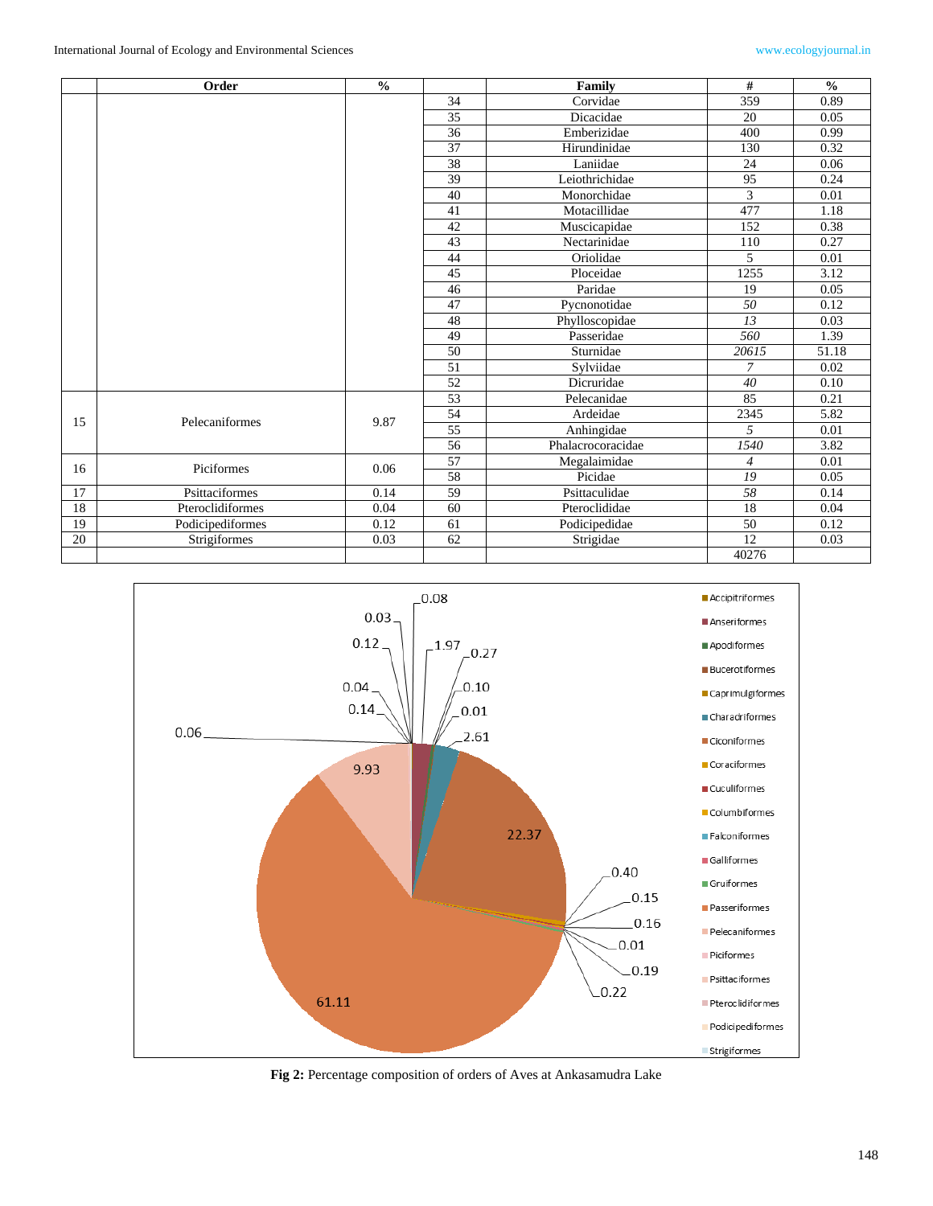| | Order | % | | Family | # | % |
|---|---|---|---|---|---|---|
| | | | 34 | Corvidae | 359 | 0.89 |
| | | | 35 | Dicacidae | 20 | 0.05 |
| | | | 36 | Emberizidae | 400 | 0.99 |
| | | | 37 | Hirundinidae | 130 | 0.32 |
| | | | 38 | Laniidae | 24 | 0.06 |
| | | | 39 | Leiothrichidae | 95 | 0.24 |
| | | | 40 | Monorchidae | 3 | 0.01 |
| | | | 41 | Motacillidae | 477 | 1.18 |
| | | | 42 | Muscicapidae | 152 | 0.38 |
| | | | 43 | Nectarinidae | 110 | 0.27 |
| | | | 44 | Oriolidae | 5 | 0.01 |
| | | | 45 | Ploceidae | 1255 | 3.12 |
| | | | 46 | Paridae | 19 | 0.05 |
| | | | 47 | Pycnonotidae | *50* | 0.12 |
| | | | 48 | Phylloscopidae | *13* | 0.03 |
| | | | 49 | Passeridae | *560* | 1.39 |
| | | | 50 | Sturnidae | *20615* | 51.18 |
| | | | 51 | Sylviidae | *7* | 0.02 |
| | | | 52 | Dicruridae | *40* | 0.10 |
| 15 | Pelecaniformes | 9.87 | 53 | Pelecanidae | 85 | 0.21 |
| | | | 54 | Ardeidae | 2345 | 5.82 |
| | | | 55 | Anhingidae | *5* | 0.01 |
| | | | 56 | Phalacrocoracidae | *1540* | 3.82 |
| 16 | Piciformes | 0.06 | 57 | Megalaimidae | *4* | 0.01 |
| | | | 58 | Picidae | *19* | 0.05 |
| 17 | Psittaciformes | 0.14 | 59 | Psittaculidae | *58* | 0.14 |
| 18 | Pteroclidiformes | 0.04 | 60 | Pteroclididae | 18 | 0.04 |
| 19 | Podicipediformes | 0.12 | 61 | Podicipedidae | 50 | 0.12 |
| 20 | Strigiformes | 0.03 | 62 | Strigidae | 12 | 0.03 |
| | | | | | 40276 | |

0.08
0.03
0.12
1.97
0.27
0.04
0.10
0.14
0.01
0.06
2.61
9.93
22.37
0.40
0.15
0.16
0.01
0.19
0.22
61.11

Accipitriformes
Anseriformes
Apodiformes
Bucerotiformes
Caprimulgiformes
Charadriformes
Ciconiformes
Coraciformes
Cuculiformes
Columbiformes
Falconiformes
Galliformes
Gruiformes
Passeriformes
Pelecaniformes
Piciformes
Psittaciformes
Pteroclidiformes
Podicipediformes
Strigiformes

**Fig 2:** Percentage composition of orders of Aves at Ankasamudra Lake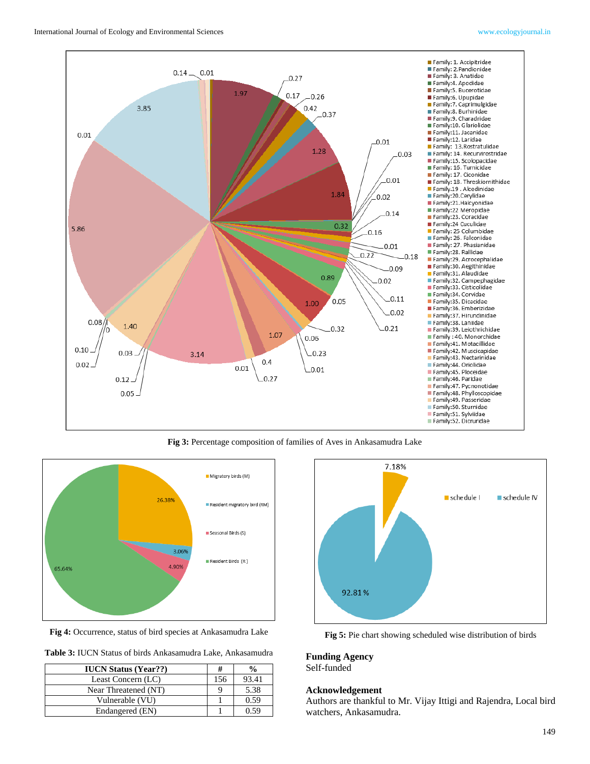0.14
0.01
1.97
0.27
0.17
0.26
0.42
0.37
3.85
0.01
1.28
0.01
0.03
0.01
1.84
0.02
0.14
5.86
0.32
0.16
0.01
0.22
0.18
0.09
0.89
0.02
0.05
0.11
1.00
0.02
0.08
0
1.40
0.32
0.21
1.07
0.06
0.10
0.03
3.14
0.23
0.02
0.4
0.01
0.01
0.12
0.27
0.05

Family: 1. Accipitridae
Family: 2.Pandionidae
Family: 3. Anatidae
Family:4. Apodidae
Family:5. Bucerotidae
Family:6. Upupidae
Family:7. Caprimulgidae
Family:8. Burhinidae
Family:9. Charadridae
Family:10. Glariolidae
Family:11. Jacanidae
Family:12. Laridae
Family: 13.Rostratulidae
Family: 14. Recurvirostridae
Family:15. Scolopacidae
Family: 16. Turnicidae
Family: 17. Ciconidae
Family: 18. Threskiornithidae
Family:19 . Alcedinidae
Family:20.Cerylidae
Family:21.Halcyonidae
Family:22 Meropidae
Family:23. Coracidae
Family:24 Cuculidae
Family: 25 Columbidae
Family: 26. Falconidae
Family: 27. Phasianidae
Family:28. Rallidae
Family:29. Acrocephalidae
Family:30. Aegithinidae
Family:31. Alaudidae
Family:32. Campephagidae
Family:33. Cisticolidae
Family:34. Corvidae
Family:35. Dicacidae
Family:36. Emberizidae
Family:37. Hirundinidae
Family:38. Laniidae
Family:39. Leiothrichidae
Family :40. Monorchidae
Family:41. Motacillidae
Family:42. Muscicapidae
Family:43. Nectarinidae
Family:44. Oriolidae
Family:45. Ploceidae
Family:46. Paridae
Family:47. Pycnonotidae
Family:48. Phylloscopidae
Family:49. Passeridae
Family:50. Sturnidae
Family:51. Sylviidae
Family:52. Dicruridae

**Fig 3:** Percentage composition of families of Aves in Ankasamudra Lake

26.38%
3.06%
4.90%
65.64%

Migratory birds (M)
Resident migratory bird (RM)
Seasonal Birds (S)
Resident Birds (R)

**Fig 4:** Occurrence, status of bird species at Ankasamudra Lake

7.18%
92.81 %

schedule I
schedule IV

**Fig 5:** Pie chart showing scheduled wise distribution of birds

**Table 3:** IUCN Status of birds Ankasamudra Lake, Ankasamudra

| IUCN Status (Year??) | # | % |
|---|---|---|
| Least Concern (LC) | 156 | 93.41 |
| Near Threatened (NT) | 9 | 5.38 |
| Vulnerable (VU) | 1 | 0.59 |
| Endangered (EN) | 1 | 0.59 |

## Funding Agency

Self-funded

## Acknowledgement

Authors are thankful to Mr. Vijay Ittigi and Rajendra, Local bird watchers, Ankasamudra.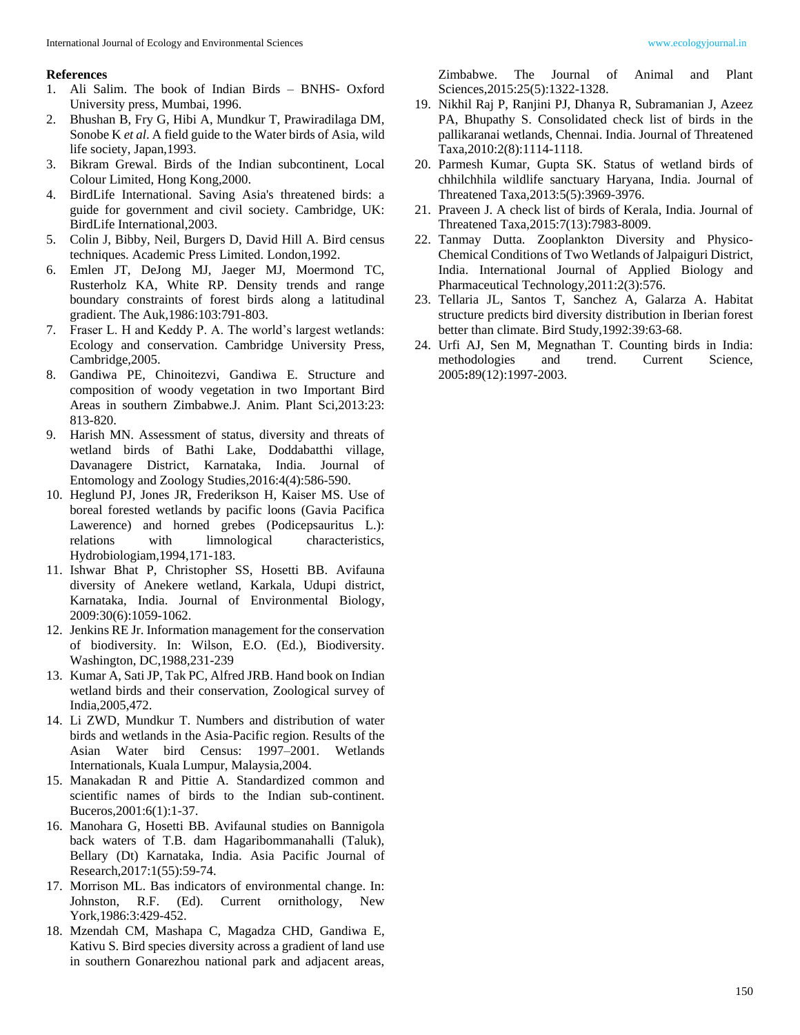**References**

1. Ali Salim. The book of Indian Birds – BNHS- Oxford University press, Mumbai, 1996.
2. Bhushan B, Fry G, Hibi A, Mundkur T, Prawiradilaga DM, Sonobe K *et al*. A field guide to the Water birds of Asia, wild life society, Japan,1993.
3. Bikram Grewal. Birds of the Indian subcontinent, Local Colour Limited, Hong Kong,2000.
4. BirdLife International. Saving Asia's threatened birds: a guide for government and civil society. Cambridge, UK: BirdLife International,2003.
5. Colin J, Bibby, Neil, Burgers D, David Hill A. Bird census techniques. Academic Press Limited. London,1992.
6. Emlen JT, DeJong MJ, Jaeger MJ, Moermond TC, Rusterholz KA, White RP. Density trends and range boundary constraints of forest birds along a latitudinal gradient. The Auk,1986:103:791-803.
7. Fraser L. H and Keddy P. A. The world's largest wetlands: Ecology and conservation. Cambridge University Press, Cambridge,2005.
8. Gandiwa PE, Chinoitezvi, Gandiwa E. Structure and composition of woody vegetation in two Important Bird Areas in southern Zimbabwe.J. Anim. Plant Sci,2013:23: 813-820.
9. Harish MN. Assessment of status, diversity and threats of wetland birds of Bathi Lake, Doddabatthi village, Davanagere District, Karnataka, India. Journal of Entomology and Zoology Studies,2016:4(4):586-590.
10. Heglund PJ, Jones JR, Frederikson H, Kaiser MS. Use of boreal forested wetlands by pacific loons (Gavia Pacifica Lawerence) and horned grebes (Podicepsauritus L.): relations with limnological characteristics, Hydrobiologiam,1994,171-183.
11. Ishwar Bhat P, Christopher SS, Hosetti BB. Avifauna diversity of Anekere wetland, Karkala, Udupi district, Karnataka, India. Journal of Environmental Biology, 2009:30(6):1059-1062.
12. Jenkins RE Jr. Information management for the conservation of biodiversity. In: Wilson, E.O. (Ed.), Biodiversity. Washington, DC,1988,231-239
13. Kumar A, Sati JP, Tak PC, Alfred JRB. Hand book on Indian wetland birds and their conservation, Zoological survey of India,2005,472.
14. Li ZWD, Mundkur T. Numbers and distribution of water birds and wetlands in the Asia-Pacific region. Results of the Asian Water bird Census: 1997–2001. Wetlands Internationals, Kuala Lumpur, Malaysia,2004.
15. Manakadan R and Pittie A. Standardized common and scientific names of birds to the Indian sub-continent. Buceros,2001:6(1):1-37.
16. Manohara G, Hosetti BB. Avifaunal studies on Bannigola back waters of T.B. dam Hagaribommanahalli (Taluk), Bellary (Dt) Karnataka, India. Asia Pacific Journal of Research,2017:1(55):59-74.
17. Morrison ML. Bas indicators of environmental change. In: Johnston, R.F. (Ed). Current ornithology, New York,1986:3:429-452.
18. Mzendah CM, Mashapa C, Magadza CHD, Gandiwa E, Kativu S. Bird species diversity across a gradient of land use in southern Gonarezhou national park and adjacent areas, Zimbabwe. The Journal of Animal and Plant Sciences,2015:25(5):1322-1328.
19. Nikhil Raj P, Ranjini PJ, Dhanya R, Subramanian J, Azeez PA, Bhupathy S. Consolidated check list of birds in the pallikaranai wetlands, Chennai. India. Journal of Threatened Taxa,2010:2(8):1114-1118.
20. Parmesh Kumar, Gupta SK. Status of wetland birds of chhilchhila wildlife sanctuary Haryana, India. Journal of Threatened Taxa,2013:5(5):3969-3976.
21. Praveen J. A check list of birds of Kerala, India. Journal of Threatened Taxa,2015:7(13):7983-8009.
22. Tanmay Dutta. Zooplankton Diversity and Physico-Chemical Conditions of Two Wetlands of Jalpaiguri District, India. International Journal of Applied Biology and Pharmaceutical Technology,2011:2(3):576.
23. Tellaria JL, Santos T, Sanchez A, Galarza A. Habitat structure predicts bird diversity distribution in Iberian forest better than climate. Bird Study,1992:39:63-68.
24. Urfi AJ, Sen M, Megnathan T. Counting birds in India: methodologies and trend. Current Science, 2005**:**89(12):1997-2003.